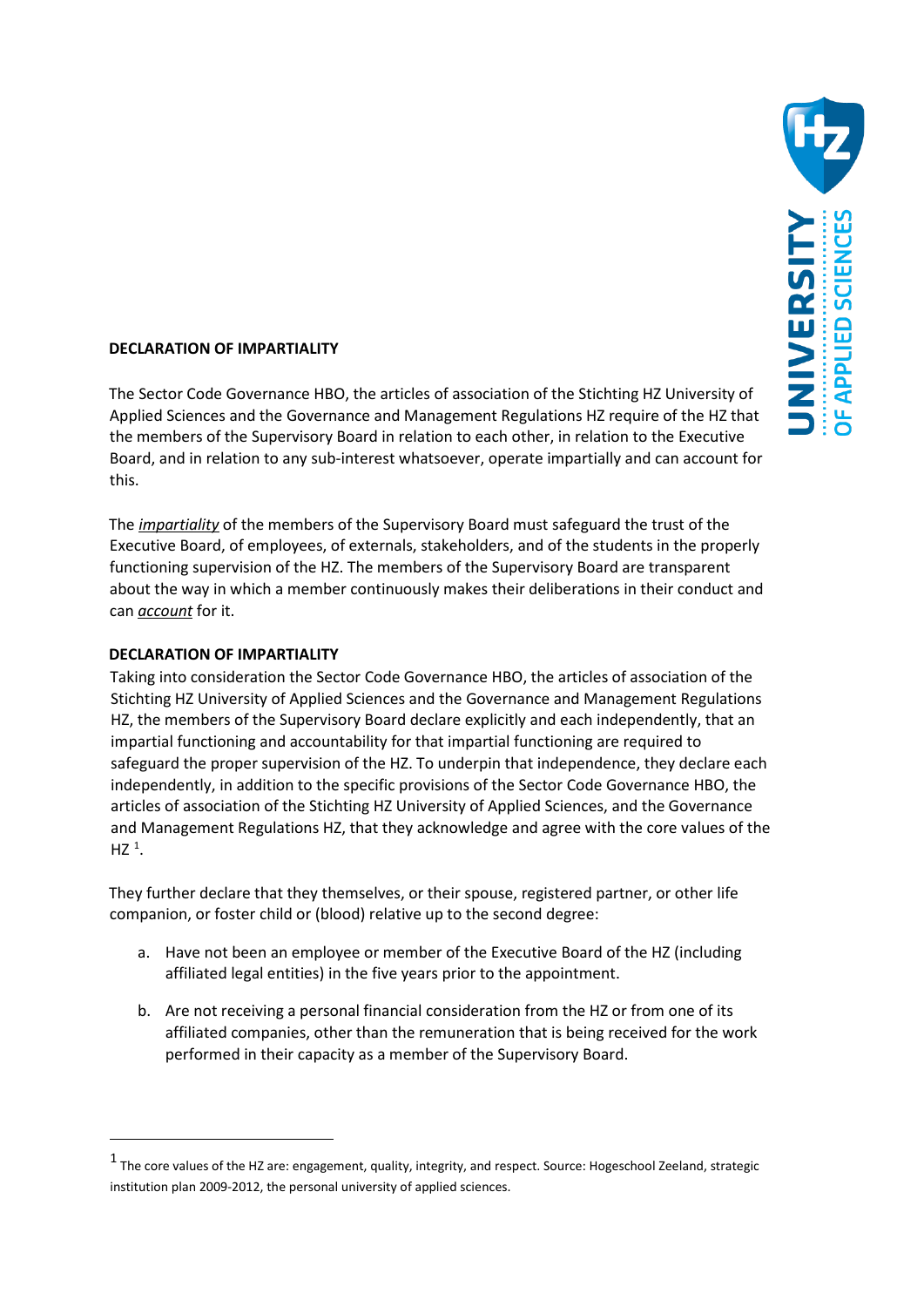**DECLARATION OF IMPARTIALITY**

The Sector Code Governance HBO, the articles of association of the Stichting HZ University of Applied Sciences and the Governance and Management Regulations HZ require of the HZ that the members of the Supervisory Board in relation to each other, in relation to the Executive Board, and in relation to any sub-interest whatsoever, operate impartially and can account for this.

The ***impartiality*** of the members of the Supervisory Board must safeguard the trust of the Executive Board, of employees, of externals, stakeholders, and of the students in the properly functioning supervision of the HZ. The members of the Supervisory Board are transparent about the way in which a member continuously makes their deliberations in their conduct and can ***account*** for it.

**DECLARATION OF IMPARTIALITY**

Taking into consideration the Sector Code Governance HBO, the articles of association of the Stichting HZ University of Applied Sciences and the Governance and Management Regulations HZ, the members of the Supervisory Board declare explicitly and each independently, that an impartial functioning and accountability for that impartial functioning are required to safeguard the proper supervision of the HZ. To underpin that independence, they declare each independently, in addition to the specific provisions of the Sector Code Governance HBO, the articles of association of the Stichting HZ University of Applied Sciences, and the Governance and Management Regulations HZ, that they acknowledge and agree with the core values of the HZ [1].

They further declare that they themselves, or their spouse, registered partner, or other life companion, or foster child or (blood) relative up to the second degree:

a. Have not been an employee or member of the Executive Board of the HZ (including affiliated legal entities) in the five years prior to the appointment.

b. Are not receiving a personal financial consideration from the HZ or from one of its affiliated companies, other than the remuneration that is being received for the work performed in their capacity as a member of the Supervisory Board.

---

[1] The core values of the HZ are: engagement, quality, integrity, and respect. Source: Hogeschool Zeeland, strategic institution plan 2009-2012, the personal university of applied sciences.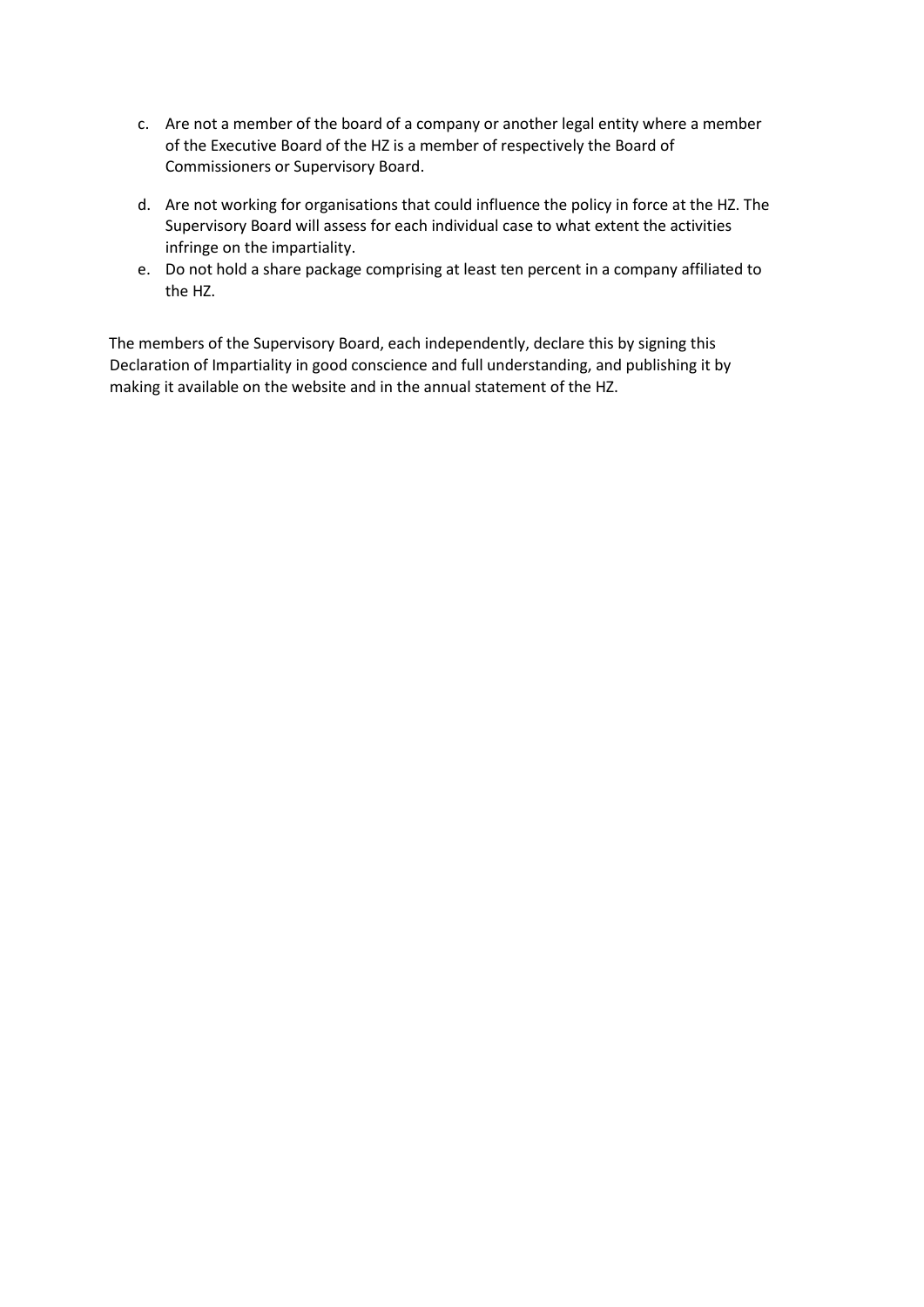c. Are not a member of the board of a company or another legal entity where a member of the Executive Board of the HZ is a member of respectively the Board of Commissioners or Supervisory Board.

d. Are not working for organisations that could influence the policy in force at the HZ. The Supervisory Board will assess for each individual case to what extent the activities infringe on the impartiality.

e. Do not hold a share package comprising at least ten percent in a company affiliated to the HZ.

The members of the Supervisory Board, each independently, declare this by signing this Declaration of Impartiality in good conscience and full understanding, and publishing it by making it available on the website and in the annual statement of the HZ.